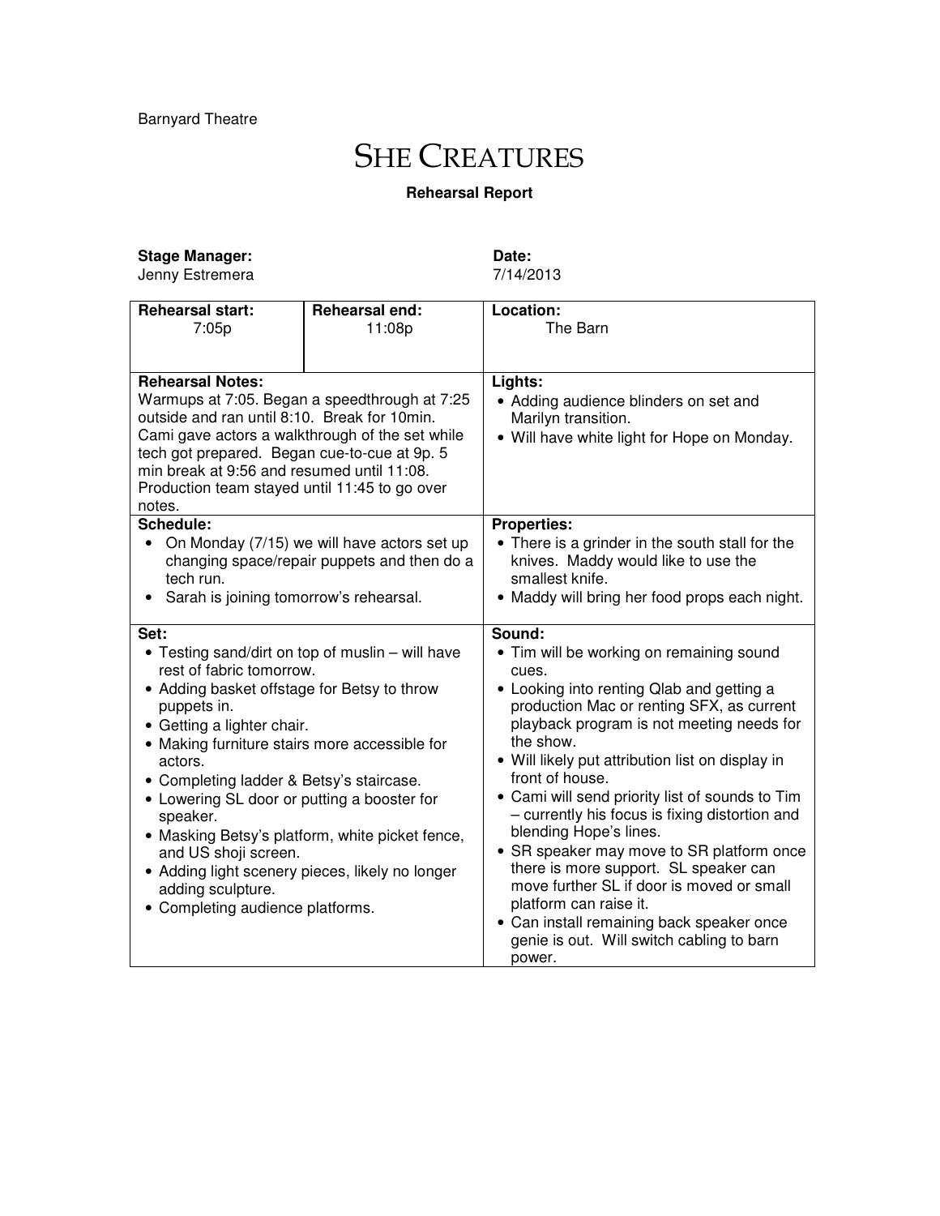Barnyard Theatre

# SHE CREATURES

**Rehearsal Report**

**Stage Manager:**
Jenny Estremera

**Date:**
7/14/2013

| **Rehearsal start:** 7:05p | **Rehearsal end:** 11:08p | **Location:** The Barn |
|---|---|---|

**Rehearsal Notes:**
Warmups at 7:05. Began a speedthrough at 7:25 outside and ran until 8:10. Break for 10min. Cami gave actors a walkthrough of the set while tech got prepared. Began cue-to-cue at 9p. 5 min break at 9:56 and resumed until 11:08. Production team stayed until 11:45 to go over notes.

**Lights:**
- Adding audience blinders on set and Marilyn transition.
- Will have white light for Hope on Monday.

**Schedule:**
- On Monday (7/15) we will have actors set up changing space/repair puppets and then do a tech run.
- Sarah is joining tomorrow's rehearsal.

**Properties:**
- There is a grinder in the south stall for the knives. Maddy would like to use the smallest knife.
- Maddy will bring her food props each night.

**Set:**
- Testing sand/dirt on top of muslin – will have rest of fabric tomorrow.
- Adding basket offstage for Betsy to throw puppets in.
- Getting a lighter chair.
- Making furniture stairs more accessible for actors.
- Completing ladder & Betsy's staircase.
- Lowering SL door or putting a booster for speaker.
- Masking Betsy's platform, white picket fence, and US shoji screen.
- Adding light scenery pieces, likely no longer adding sculpture.
- Completing audience platforms.

**Sound:**
- Tim will be working on remaining sound cues.
- Looking into renting Qlab and getting a production Mac or renting SFX, as current playback program is not meeting needs for the show.
- Will likely put attribution list on display in front of house.
- Cami will send priority list of sounds to Tim – currently his focus is fixing distortion and blending Hope's lines.
- SR speaker may move to SR platform once there is more support. SL speaker can move further SL if door is moved or small platform can raise it.
- Can install remaining back speaker once genie is out. Will switch cabling to barn power.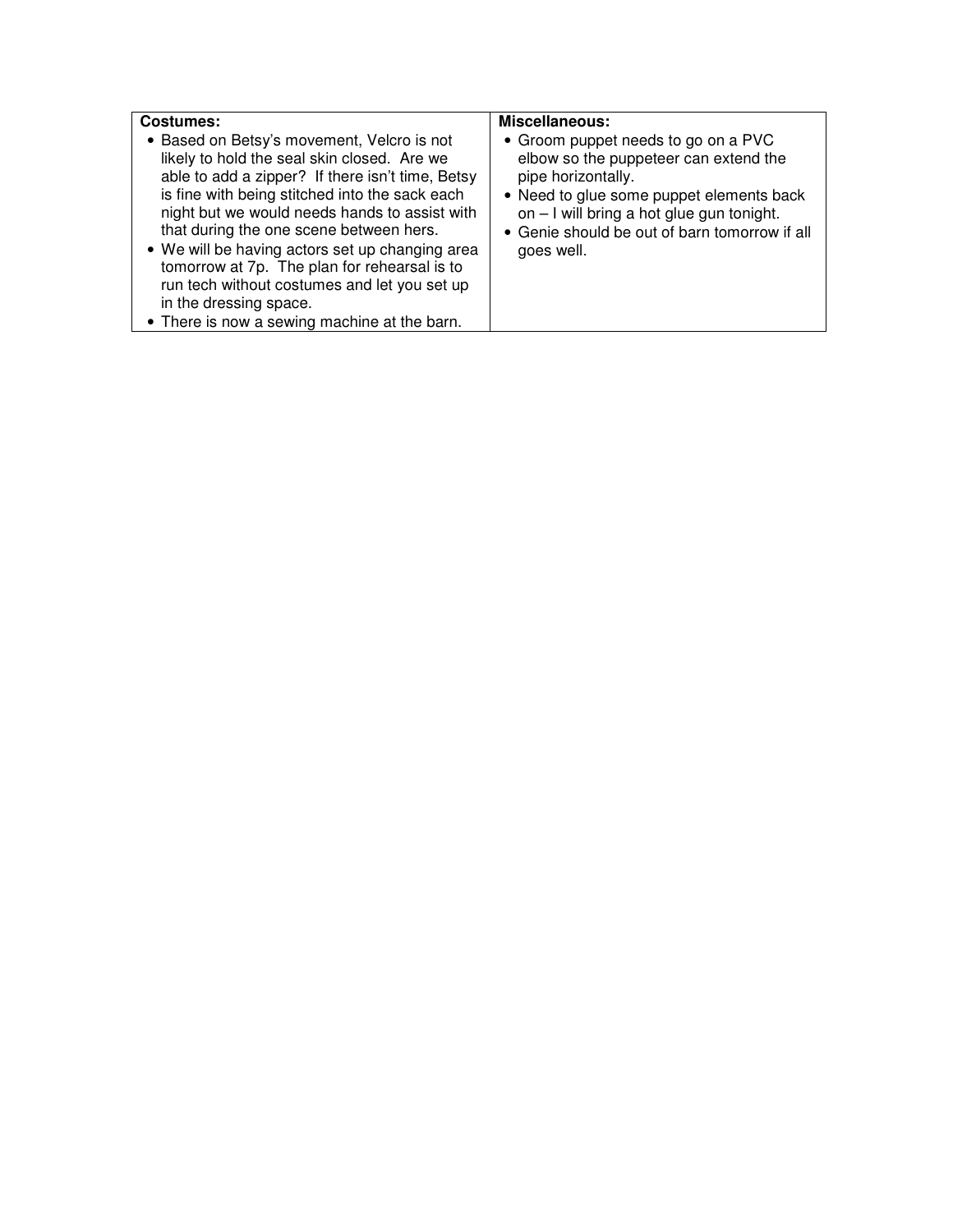| **Costumes:** | **Miscellaneous:** |
|---|---|
| • Based on Betsy's movement, Velcro is not likely to hold the seal skin closed. Are we able to add a zipper? If there isn't time, Betsy is fine with being stitched into the sack each night but we would needs hands to assist with that during the one scene between hers.<br>• We will be having actors set up changing area tomorrow at 7p. The plan for rehearsal is to run tech without costumes and let you set up in the dressing space.<br>• There is now a sewing machine at the barn. | • Groom puppet needs to go on a PVC elbow so the puppeteer can extend the pipe horizontally.<br>• Need to glue some puppet elements back on – I will bring a hot glue gun tonight.<br>• Genie should be out of barn tomorrow if all goes well. |